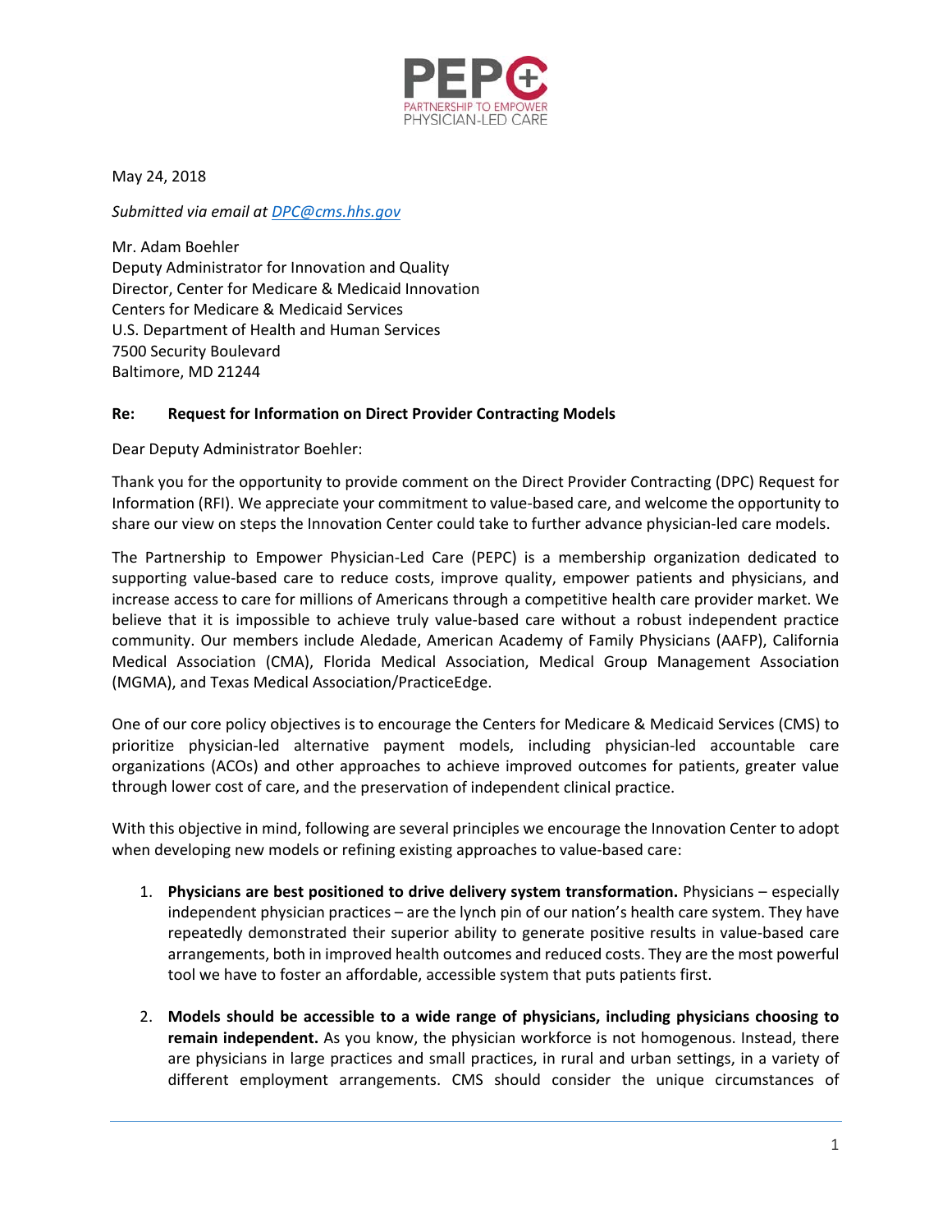PEPC

PARTNERSHIP TO EMPOWER PHYSICIAN-LED CARE

May 24, 2018

*Submitted via email at [DPC@cms.hhs.gov](mailto:DPC@cms.hhs.gov)*

Mr. Adam Boehler
Deputy Administrator for Innovation and Quality
Director, Center for Medicare & Medicaid Innovation
Centers for Medicare & Medicaid Services
U.S. Department of Health and Human Services
7500 Security Boulevard
Baltimore, MD 21244

**Re: Request for Information on Direct Provider Contracting Models**

Dear Deputy Administrator Boehler:

Thank you for the opportunity to provide comment on the Direct Provider Contracting (DPC) Request for Information (RFI). We appreciate your commitment to value-based care, and welcome the opportunity to share our view on steps the Innovation Center could take to further advance physician-led care models.

The Partnership to Empower Physician-Led Care (PEPC) is a membership organization dedicated to supporting value-based care to reduce costs, improve quality, empower patients and physicians, and increase access to care for millions of Americans through a competitive health care provider market. We believe that it is impossible to achieve truly value-based care without a robust independent practice community. Our members include Aledade, American Academy of Family Physicians (AAFP), California Medical Association (CMA), Florida Medical Association, Medical Group Management Association (MGMA), and Texas Medical Association/PracticeEdge.

One of our core policy objectives is to encourage the Centers for Medicare & Medicaid Services (CMS) to prioritize physician-led alternative payment models, including physician-led accountable care organizations (ACOs) and other approaches to achieve improved outcomes for patients, greater value through lower cost of care, and the preservation of independent clinical practice.

With this objective in mind, following are several principles we encourage the Innovation Center to adopt when developing new models or refining existing approaches to value-based care:

1. **Physicians are best positioned to drive delivery system transformation.** Physicians – especially independent physician practices – are the lynch pin of our nation's health care system. They have repeatedly demonstrated their superior ability to generate positive results in value-based care arrangements, both in improved health outcomes and reduced costs. They are the most powerful tool we have to foster an affordable, accessible system that puts patients first.

2. **Models should be accessible to a wide range of physicians, including physicians choosing to remain independent.** As you know, the physician workforce is not homogenous. Instead, there are physicians in large practices and small practices, in rural and urban settings, in a variety of different employment arrangements. CMS should consider the unique circumstances of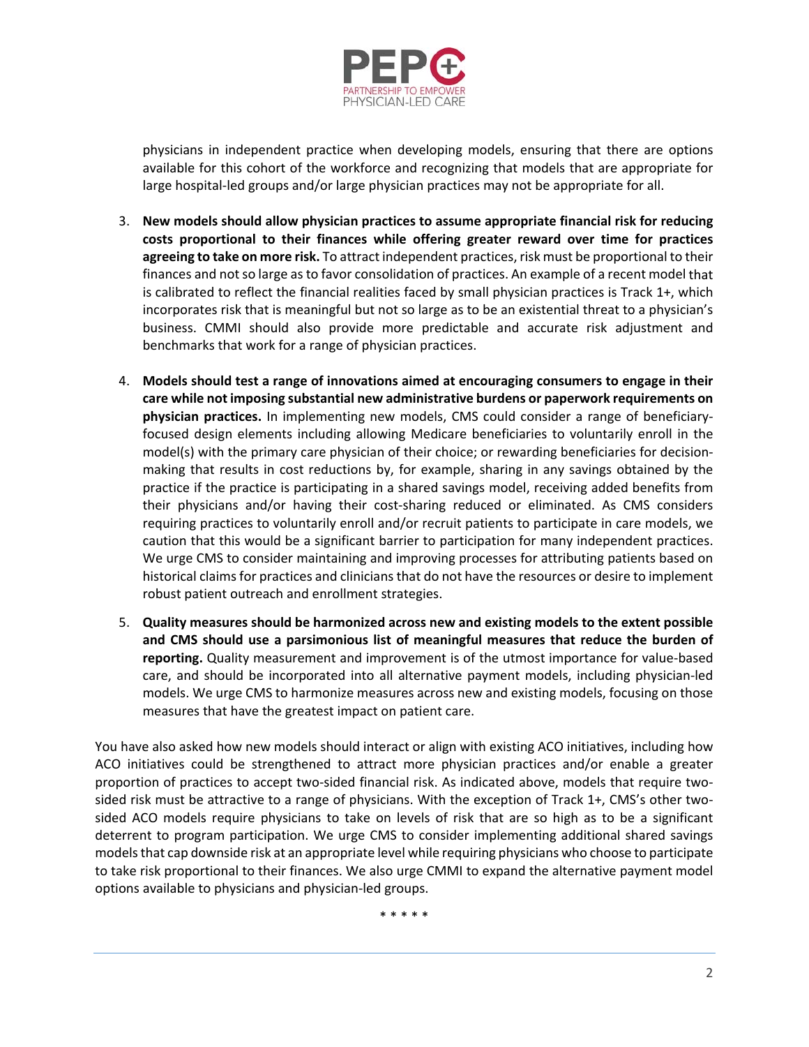physicians in independent practice when developing models, ensuring that there are options available for this cohort of the workforce and recognizing that models that are appropriate for large hospital-led groups and/or large physician practices may not be appropriate for all.

3. **New models should allow physician practices to assume appropriate financial risk for reducing costs proportional to their finances while offering greater reward over time for practices agreeing to take on more risk.** To attract independent practices, risk must be proportional to their finances and not so large as to favor consolidation of practices. An example of a recent model that is calibrated to reflect the financial realities faced by small physician practices is Track 1+, which incorporates risk that is meaningful but not so large as to be an existential threat to a physician's business. CMMI should also provide more predictable and accurate risk adjustment and benchmarks that work for a range of physician practices.

4. **Models should test a range of innovations aimed at encouraging consumers to engage in their care while not imposing substantial new administrative burdens or paperwork requirements on physician practices.** In implementing new models, CMS could consider a range of beneficiary-focused design elements including allowing Medicare beneficiaries to voluntarily enroll in the model(s) with the primary care physician of their choice; or rewarding beneficiaries for decision-making that results in cost reductions by, for example, sharing in any savings obtained by the practice if the practice is participating in a shared savings model, receiving added benefits from their physicians and/or having their cost-sharing reduced or eliminated. As CMS considers requiring practices to voluntarily enroll and/or recruit patients to participate in care models, we caution that this would be a significant barrier to participation for many independent practices. We urge CMS to consider maintaining and improving processes for attributing patients based on historical claims for practices and clinicians that do not have the resources or desire to implement robust patient outreach and enrollment strategies.

5. **Quality measures should be harmonized across new and existing models to the extent possible and CMS should use a parsimonious list of meaningful measures that reduce the burden of reporting.** Quality measurement and improvement is of the utmost importance for value-based care, and should be incorporated into all alternative payment models, including physician-led models. We urge CMS to harmonize measures across new and existing models, focusing on those measures that have the greatest impact on patient care.

You have also asked how new models should interact or align with existing ACO initiatives, including how ACO initiatives could be strengthened to attract more physician practices and/or enable a greater proportion of practices to accept two-sided financial risk. As indicated above, models that require two-sided risk must be attractive to a range of physicians. With the exception of Track 1+, CMS's other two-sided ACO models require physicians to take on levels of risk that are so high as to be a significant deterrent to program participation. We urge CMS to consider implementing additional shared savings models that cap downside risk at an appropriate level while requiring physicians who choose to participate to take risk proportional to their finances. We also urge CMMI to expand the alternative payment model options available to physicians and physician-led groups.

\* \* \* \* \*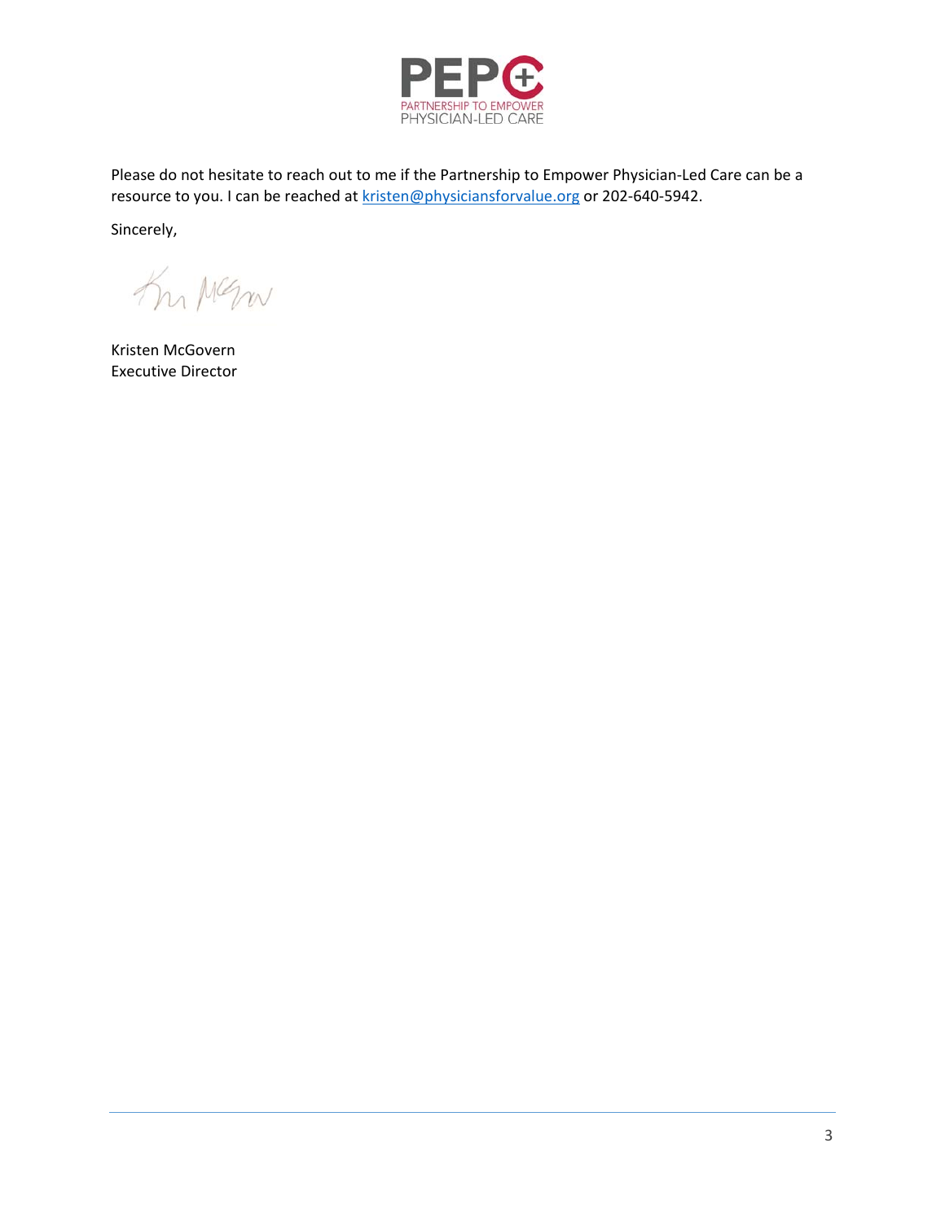Please do not hesitate to reach out to me if the Partnership to Empower Physician-Led Care can be a resource to you. I can be reached at kristen@physiciansforvalue.org or 202-640-5942.

Sincerely,

Kristen McGovern
Executive Director